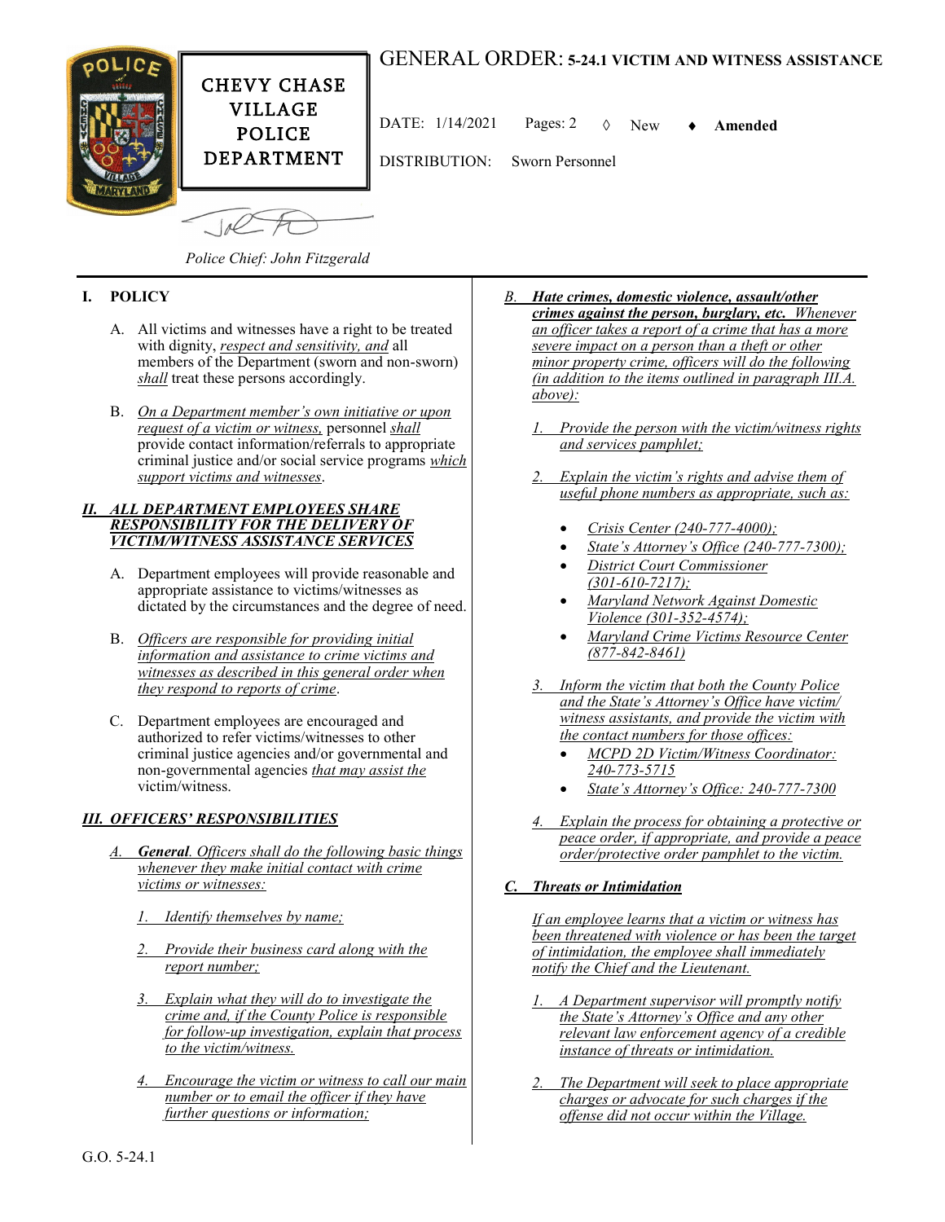# CHEVY CHASE VILLAGE POLICE DEPARTMENT

## GENERAL ORDER: 5-24.1 VICTIM AND WITNESS ASSISTANCE

DATE: 1/14/2021 Pages: 2 ◊ New ♦ **Amended**

DISTRIBUTION: Sworn Personnel

*Police Chief: John Fitzgerald*

## I. POLICY

A. All victims and witnesses have a right to be treated with dignity, *respect and sensitivity, and* all members of the Department (sworn and non-sworn) *shall* treat these persons accordingly.

B. *On a Department member's own initiative or upon request of a victim or witness,* personnel *shall* provide contact information/referrals to appropriate criminal justice and/or social service programs *which support victims and witnesses*.

## *II. ALL DEPARTMENT EMPLOYEES SHARE RESPONSIBILITY FOR THE DELIVERY OF VICTIM/WITNESS ASSISTANCE SERVICES*

A. Department employees will provide reasonable and appropriate assistance to victims/witnesses as dictated by the circumstances and the degree of need.

B. *Officers are responsible for providing initial information and assistance to crime victims and witnesses as described in this general order when they respond to reports of crime*.

C. Department employees are encouraged and authorized to refer victims/witnesses to other criminal justice agencies and/or governmental and non-governmental agencies *that may assist the* victim/witness.

## *III. OFFICERS' RESPONSIBILITIES*

*A. **General**. Officers shall do the following basic things whenever they make initial contact with crime victims or witnesses:*

1. *Identify themselves by name;*

2. *Provide their business card along with the report number;*

3. *Explain what they will do to investigate the crime and, if the County Police is responsible for follow-up investigation, explain that process to the victim/witness.*

4. *Encourage the victim or witness to call our main number or to email the officer if they have further questions or information;*

*B. **Hate crimes, domestic violence, assault/other crimes against the person, burglary, etc.** Whenever an officer takes a report of a crime that has a more severe impact on a person than a theft or other minor property crime, officers will do the following (in addition to the items outlined in paragraph III.A. above):*

1. *Provide the person with the victim/witness rights and services pamphlet;*

2. *Explain the victim's rights and advise them of useful phone numbers as appropriate, such as:*
   - *Crisis Center (240-777-4000);*
   - *State's Attorney's Office (240-777-7300);*
   - *District Court Commissioner (301-610-7217);*
   - *Maryland Network Against Domestic Violence (301-352-4574);*
   - *Maryland Crime Victims Resource Center (877-842-8461)*

3. *Inform the victim that both the County Police and the State's Attorney's Office have victim/ witness assistants, and provide the victim with the contact numbers for those offices:*
   - *MCPD 2D Victim/Witness Coordinator: 240-773-5715*
   - *State's Attorney's Office: 240-777-7300*

4. *Explain the process for obtaining a protective or peace order, if appropriate, and provide a peace order/protective order pamphlet to the victim.*

### *C. Threats or Intimidation*

*If an employee learns that a victim or witness has been threatened with violence or has been the target of intimidation, the employee shall immediately notify the Chief and the Lieutenant.*

1. *A Department supervisor will promptly notify the State's Attorney's Office and any other relevant law enforcement agency of a credible instance of threats or intimidation.*

2. *The Department will seek to place appropriate charges or advocate for such charges if the offense did not occur within the Village.*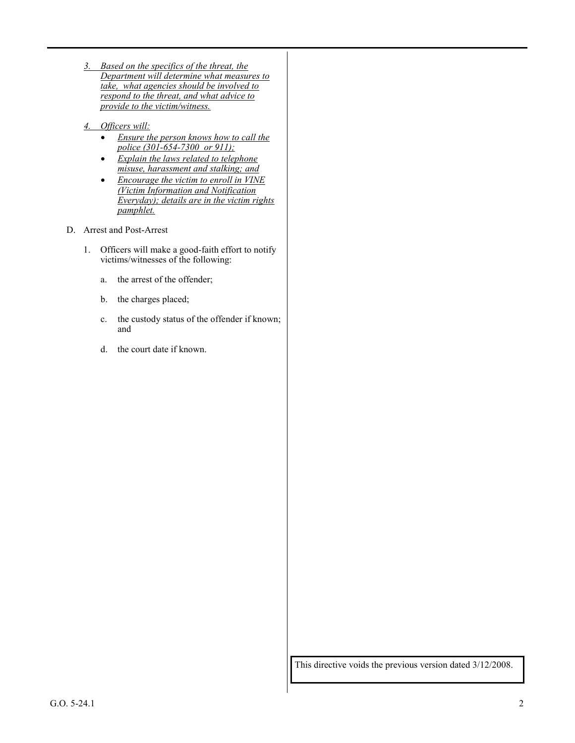3. *Based on the specifics of the threat, the Department will determine what measures to take, what agencies should be involved to respond to the threat, and what advice to provide to the victim/witness.*

4. *Officers will:*
   - *Ensure the person knows how to call the police (301-654-7300 or 911);*
   - *Explain the laws related to telephone misuse, harassment and stalking; and*
   - *Encourage the victim to enroll in VINE (Victim Information and Notification Everyday); details are in the victim rights pamphlet.*

D. Arrest and Post-Arrest

1. Officers will make a good-faith effort to notify victims/witnesses of the following:

   a. the arrest of the offender;

   b. the charges placed;

   c. the custody status of the offender if known; and

   d. the court date if known.

This directive voids the previous version dated 3/12/2008.